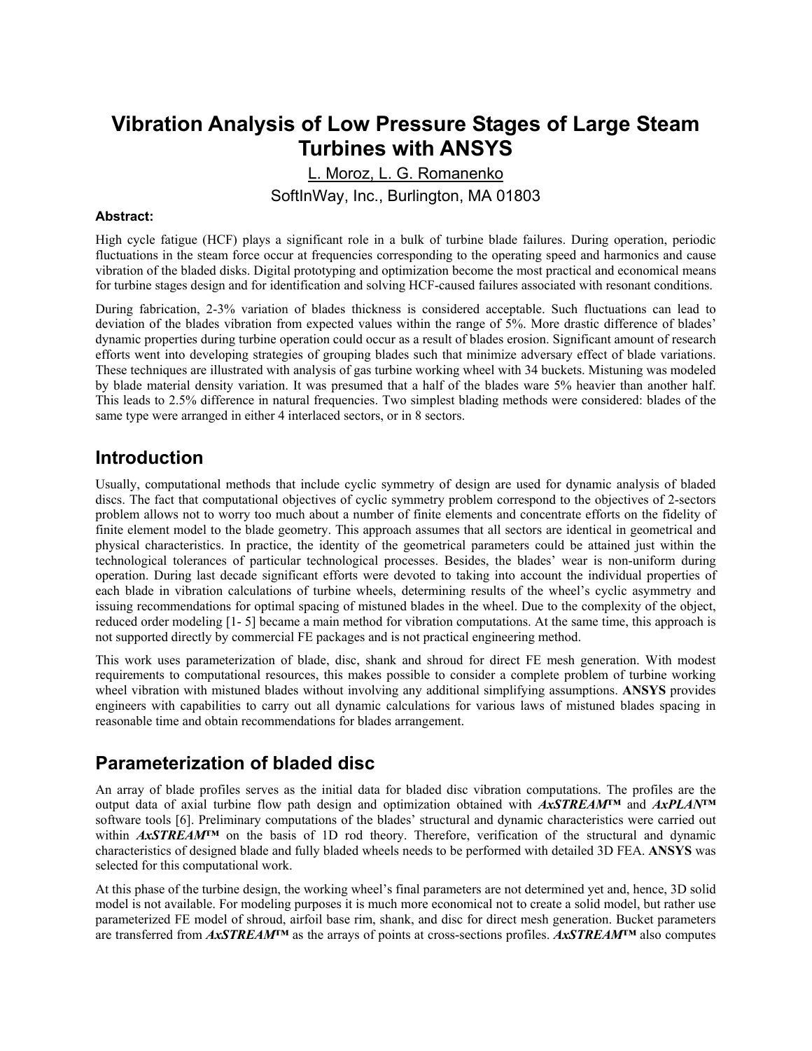# Vibration Analysis of Low Pressure Stages of Large Steam Turbines with ANSYS

L. Moroz, L. G. Romanenko

SoftInWay, Inc., Burlington, MA 01803

**Abstract:**

High cycle fatigue (HCF) plays a significant role in a bulk of turbine blade failures. During operation, periodic fluctuations in the steam force occur at frequencies corresponding to the operating speed and harmonics and cause vibration of the bladed disks. Digital prototyping and optimization become the most practical and economical means for turbine stages design and for identification and solving HCF-caused failures associated with resonant conditions.

During fabrication, 2-3% variation of blades thickness is considered acceptable. Such fluctuations can lead to deviation of the blades vibration from expected values within the range of 5%. More drastic difference of blades' dynamic properties during turbine operation could occur as a result of blades erosion. Significant amount of research efforts went into developing strategies of grouping blades such that minimize adversary effect of blade variations. These techniques are illustrated with analysis of gas turbine working wheel with 34 buckets. Mistuning was modeled by blade material density variation. It was presumed that a half of the blades ware 5% heavier than another half. This leads to 2.5% difference in natural frequencies. Two simplest blading methods were considered: blades of the same type were arranged in either 4 interlaced sectors, or in 8 sectors.

## Introduction

Usually, computational methods that include cyclic symmetry of design are used for dynamic analysis of bladed discs. The fact that computational objectives of cyclic symmetry problem correspond to the objectives of 2-sectors problem allows not to worry too much about a number of finite elements and concentrate efforts on the fidelity of finite element model to the blade geometry. This approach assumes that all sectors are identical in geometrical and physical characteristics. In practice, the identity of the geometrical parameters could be attained just within the technological tolerances of particular technological processes. Besides, the blades' wear is non-uniform during operation. During last decade significant efforts were devoted to taking into account the individual properties of each blade in vibration calculations of turbine wheels, determining results of the wheel's cyclic asymmetry and issuing recommendations for optimal spacing of mistuned blades in the wheel. Due to the complexity of the object, reduced order modeling [1- 5] became a main method for vibration computations. At the same time, this approach is not supported directly by commercial FE packages and is not practical engineering method.

This work uses parameterization of blade, disc, shank and shroud for direct FE mesh generation. With modest requirements to computational resources, this makes possible to consider a complete problem of turbine working wheel vibration with mistuned blades without involving any additional simplifying assumptions. **ANSYS** provides engineers with capabilities to carry out all dynamic calculations for various laws of mistuned blades spacing in reasonable time and obtain recommendations for blades arrangement.

## Parameterization of bladed disc

An array of blade profiles serves as the initial data for bladed disc vibration computations. The profiles are the output data of axial turbine flow path design and optimization obtained with ***AxSTREAM™*** and ***AxPLAN™*** software tools [6]. Preliminary computations of the blades' structural and dynamic characteristics were carried out within ***AxSTREAM™*** on the basis of 1D rod theory. Therefore, verification of the structural and dynamic characteristics of designed blade and fully bladed wheels needs to be performed with detailed 3D FEA. **ANSYS** was selected for this computational work.

At this phase of the turbine design, the working wheel's final parameters are not determined yet and, hence, 3D solid model is not available. For modeling purposes it is much more economical not to create a solid model, but rather use parameterized FE model of shroud, airfoil base rim, shank, and disc for direct mesh generation. Bucket parameters are transferred from ***AxSTREAM™*** as the arrays of points at cross-sections profiles. ***AxSTREAM™*** also computes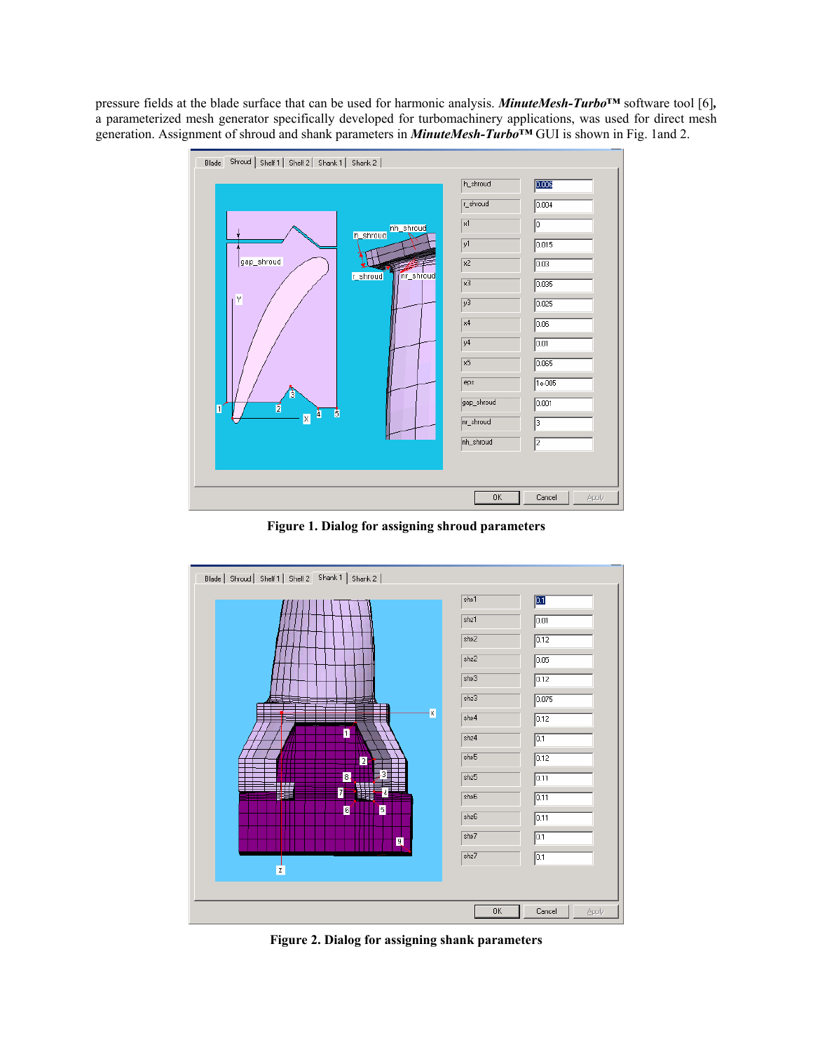pressure fields at the blade surface that can be used for harmonic analysis. ***MinuteMesh-Turbo™*** software tool [6], a parameterized mesh generator specifically developed for turbomachinery applications, was used for direct mesh generation. Assignment of shroud and shank parameters in ***MinuteMesh-Turbo™*** GUI is shown in Fig. 1and 2.

**Figure 1. Dialog for assigning shroud parameters**

**Figure 2. Dialog for assigning shank parameters**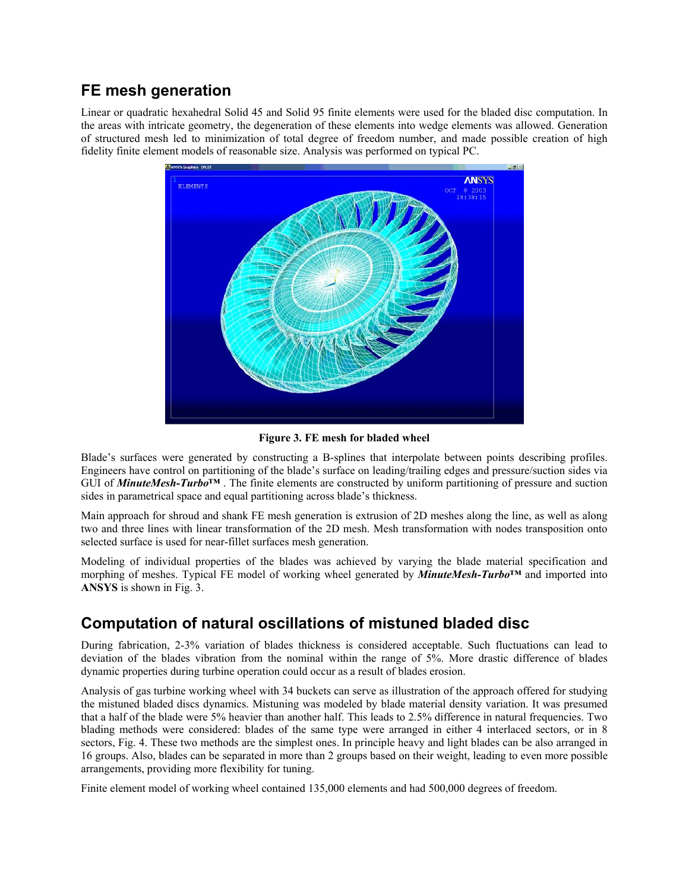## FE mesh generation

Linear or quadratic hexahedral Solid 45 and Solid 95 finite elements were used for the bladed disc computation. In the areas with intricate geometry, the degeneration of these elements into wedge elements was allowed. Generation of structured mesh led to minimization of total degree of freedom number, and made possible creation of high fidelity finite element models of reasonable size. Analysis was performed on typical PC.

**Figure 3. FE mesh for bladed wheel**

Blade's surfaces were generated by constructing a B-splines that interpolate between points describing profiles. Engineers have control on partitioning of the blade's surface on leading/trailing edges and pressure/suction sides via GUI of ***MinuteMesh-Turbo*™** . The finite elements are constructed by uniform partitioning of pressure and suction sides in parametrical space and equal partitioning across blade's thickness.

Main approach for shroud and shank FE mesh generation is extrusion of 2D meshes along the line, as well as along two and three lines with linear transformation of the 2D mesh. Mesh transformation with nodes transposition onto selected surface is used for near-fillet surfaces mesh generation.

Modeling of individual properties of the blades was achieved by varying the blade material specification and morphing of meshes. Typical FE model of working wheel generated by ***MinuteMesh-Turbo*™** and imported into **ANSYS** is shown in Fig. 3.

## Computation of natural oscillations of mistuned bladed disc

During fabrication, 2-3% variation of blades thickness is considered acceptable. Such fluctuations can lead to deviation of the blades vibration from the nominal within the range of 5%. More drastic difference of blades dynamic properties during turbine operation could occur as a result of blades erosion.

Analysis of gas turbine working wheel with 34 buckets can serve as illustration of the approach offered for studying the mistuned bladed discs dynamics. Mistuning was modeled by blade material density variation. It was presumed that a half of the blade were 5% heavier than another half. This leads to 2.5% difference in natural frequencies. Two blading methods were considered: blades of the same type were arranged in either 4 interlaced sectors, or in 8 sectors, Fig. 4. These two methods are the simplest ones. In principle heavy and light blades can be also arranged in 16 groups. Also, blades can be separated in more than 2 groups based on their weight, leading to even more possible arrangements, providing more flexibility for tuning.

Finite element model of working wheel contained 135,000 elements and had 500,000 degrees of freedom.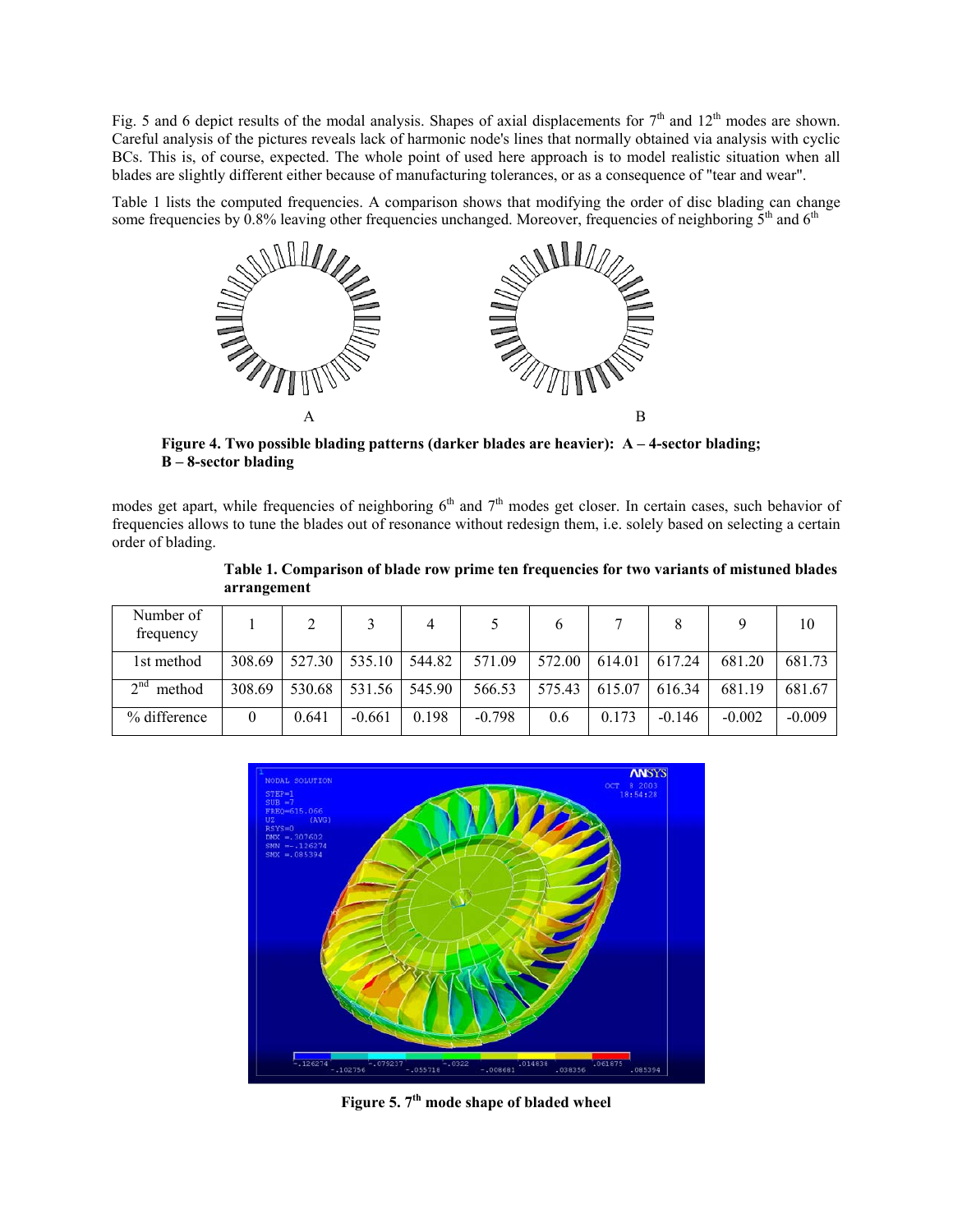Fig. 5 and 6 depict results of the modal analysis. Shapes of axial displacements for 7th and 12th modes are shown. Careful analysis of the pictures reveals lack of harmonic node's lines that normally obtained via analysis with cyclic BCs. This is, of course, expected. The whole point of used here approach is to model realistic situation when all blades are slightly different either because of manufacturing tolerances, or as a consequence of "tear and wear".

Table 1 lists the computed frequencies. A comparison shows that modifying the order of disc blading can change some frequencies by 0.8% leaving other frequencies unchanged. Moreover, frequencies of neighboring 5th and 6th modes get apart, while frequencies of neighboring 6th and 7th modes get closer. In certain cases, such behavior of frequencies allows to tune the blades out of resonance without redesign them, i.e. solely based on selecting a certain order of blading.

**Figure 4. Two possible blading patterns (darker blades are heavier): A – 4-sector blading; B – 8-sector blading**

**Table 1. Comparison of blade row prime ten frequencies for two variants of mistuned blades arrangement**

| Number of frequency | 1 | 2 | 3 | 4 | 5 | 6 | 7 | 8 | 9 | 10 |
|---|---|---|---|---|---|---|---|---|---|---|
| 1st method | 308.69 | 527.30 | 535.10 | 544.82 | 571.09 | 572.00 | 614.01 | 617.24 | 681.20 | 681.73 |
| 2nd method | 308.69 | 530.68 | 531.56 | 545.90 | 566.53 | 575.43 | 615.07 | 616.34 | 681.19 | 681.67 |
| % difference | 0 | 0.641 | -0.661 | 0.198 | -0.798 | 0.6 | 0.173 | -0.146 | -0.002 | -0.009 |

**Figure 5. 7th mode shape of bladed wheel**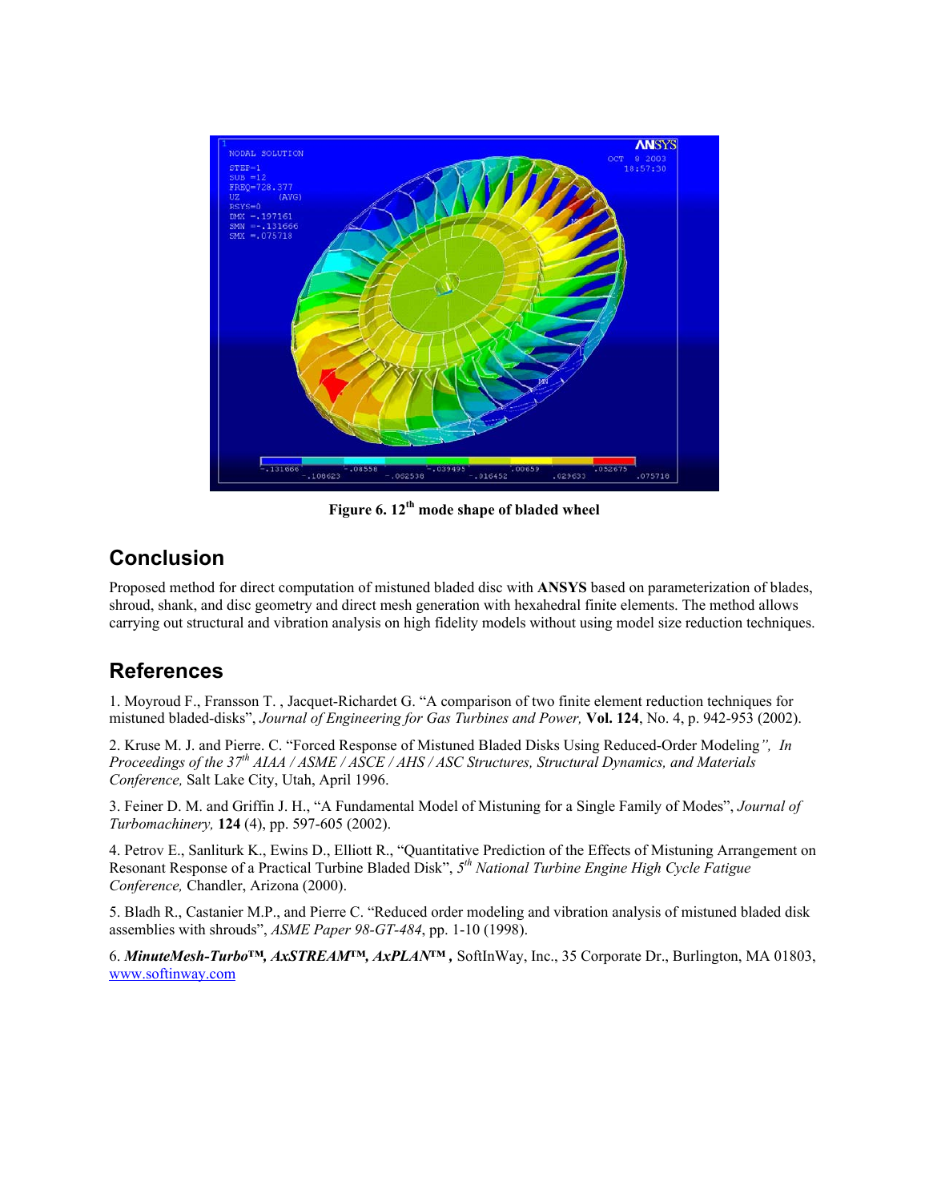Figure 6. 12th mode shape of bladed wheel

## Conclusion

Proposed method for direct computation of mistuned bladed disc with **ANSYS** based on parameterization of blades, shroud, shank, and disc geometry and direct mesh generation with hexahedral finite elements. The method allows carrying out structural and vibration analysis on high fidelity models without using model size reduction techniques.

## References

1. Moyroud F., Fransson T. , Jacquet-Richardet G. "A comparison of two finite element reduction techniques for mistuned bladed-disks", *Journal of Engineering for Gas Turbines and Power,* **Vol. 124**, No. 4, p. 942-953 (2002).

2. Kruse M. J. and Pierre. C. "Forced Response of Mistuned Bladed Disks Using Reduced-Order Modeling*", In Proceedings of the 37th AIAA / ASME / ASCE / AHS / ASC Structures, Structural Dynamics, and Materials Conference,* Salt Lake City, Utah, April 1996.

3. Feiner D. M. and Griffin J. H., "A Fundamental Model of Mistuning for a Single Family of Modes", *Journal of Turbomachinery,* **124** (4), pp. 597-605 (2002).

4. Petrov E., Sanliturk K., Ewins D., Elliott R., "Quantitative Prediction of the Effects of Mistuning Arrangement on Resonant Response of a Practical Turbine Bladed Disk", *5th National Turbine Engine High Cycle Fatigue Conference,* Chandler, Arizona (2000).

5. Bladh R., Castanier M.P., and Pierre C. "Reduced order modeling and vibration analysis of mistuned bladed disk assemblies with shrouds", *ASME Paper 98-GT-484*, pp. 1-10 (1998).

6. ***MinuteMesh-Turbo™, AxSTREAM™, AxPLAN™ ,*** SoftInWay, Inc., 35 Corporate Dr., Burlington, MA 01803, www.softinway.com